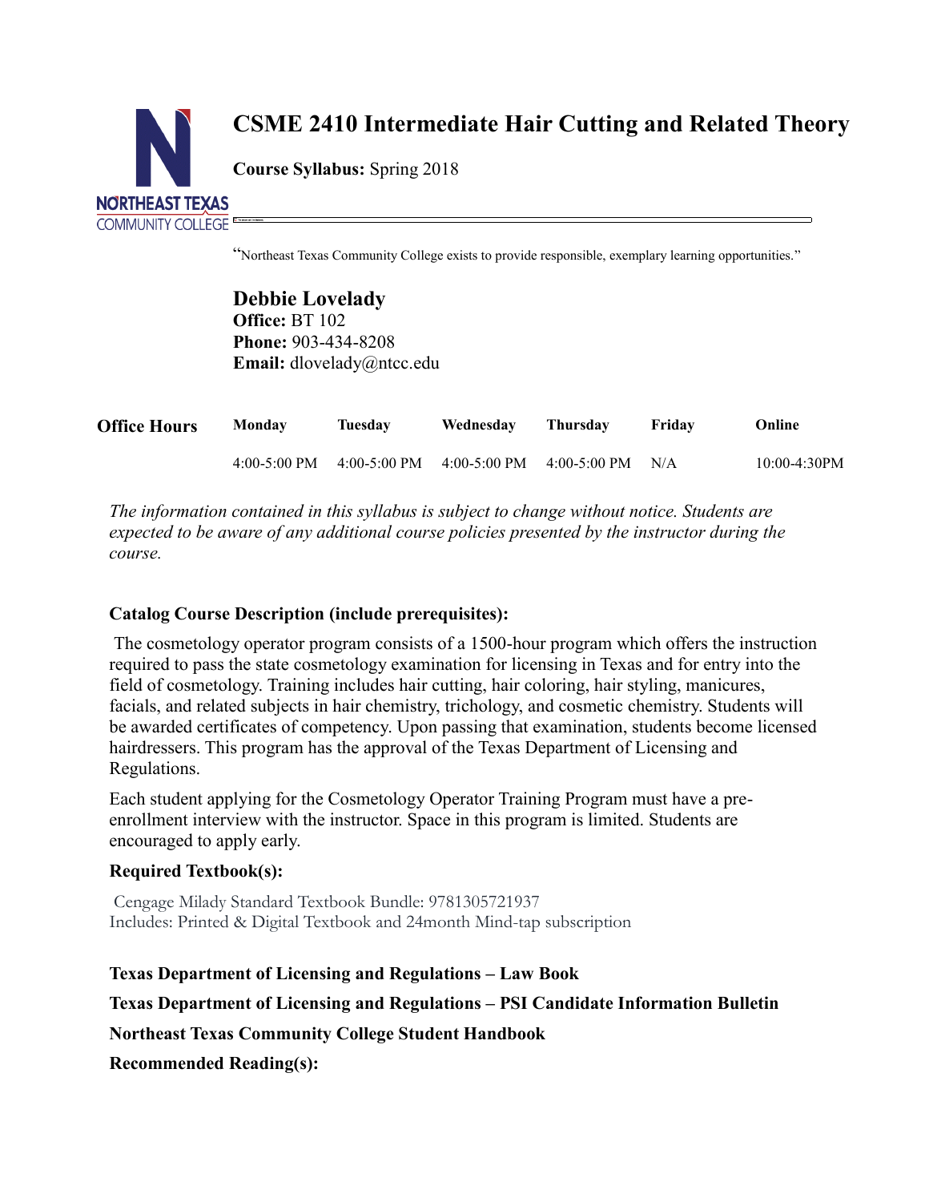# CSME 2410 Intermediate Hair Cutting and Related Theory

**Course Syllabus:** Spring 2018

"Northeast Texas Community College exists to provide responsible, exemplary learning opportunities."

**Debbie Lovelady**
**Office:** BT 102
**Phone:** 903-434-8208
**Email:** dlovelady@ntcc.edu

| Office Hours | Monday | Tuesday | Wednesday | Thursday | Friday | Online |
|---|---|---|---|---|---|---|
| | 4:00-5:00 PM | 4:00-5:00 PM | 4:00-5:00 PM | 4:00-5:00 PM | N/A | 10:00-4:30PM |

*The information contained in this syllabus is subject to change without notice. Students are expected to be aware of any additional course policies presented by the instructor during the course.*

**Catalog Course Description (include prerequisites):**

The cosmetology operator program consists of a 1500-hour program which offers the instruction required to pass the state cosmetology examination for licensing in Texas and for entry into the field of cosmetology. Training includes hair cutting, hair coloring, hair styling, manicures, facials, and related subjects in hair chemistry, trichology, and cosmetic chemistry. Students will be awarded certificates of competency. Upon passing that examination, students become licensed hairdressers. This program has the approval of the Texas Department of Licensing and Regulations.

Each student applying for the Cosmetology Operator Training Program must have a pre-enrollment interview with the instructor. Space in this program is limited. Students are encouraged to apply early.

**Required Textbook(s):**

Cengage Milady Standard Textbook Bundle: 9781305721937
Includes: Printed & Digital Textbook and 24month Mind-tap subscription

**Texas Department of Licensing and Regulations – Law Book**

**Texas Department of Licensing and Regulations – PSI Candidate Information Bulletin**

**Northeast Texas Community College Student Handbook**

**Recommended Reading(s):**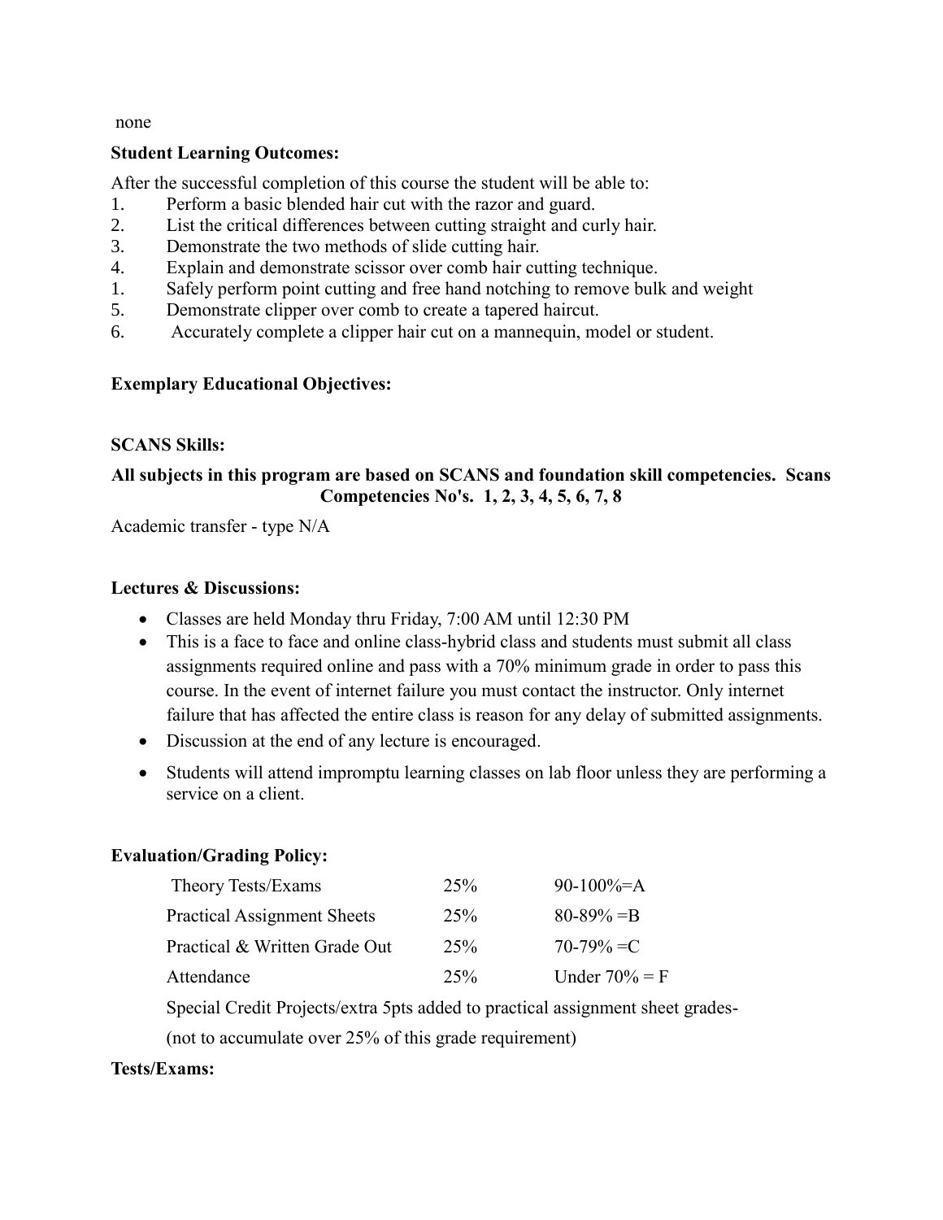none

**Student Learning Outcomes:**

After the successful completion of this course the student will be able to:

1. Perform a basic blended hair cut with the razor and guard.
2. List the critical differences between cutting straight and curly hair.
3. Demonstrate the two methods of slide cutting hair.
4. Explain and demonstrate scissor over comb hair cutting technique.
1. Safely perform point cutting and free hand notching to remove bulk and weight
5. Demonstrate clipper over comb to create a tapered haircut.
6. Accurately complete a clipper hair cut on a mannequin, model or student.

**Exemplary Educational Objectives:**

**SCANS Skills:**

**All subjects in this program are based on SCANS and foundation skill competencies. Scans Competencies No's. 1, 2, 3, 4, 5, 6, 7, 8**

Academic transfer - type N/A

**Lectures & Discussions:**

- Classes are held Monday thru Friday, 7:00 AM until 12:30 PM
- This is a face to face and online class-hybrid class and students must submit all class assignments required online and pass with a 70% minimum grade in order to pass this course. In the event of internet failure you must contact the instructor. Only internet failure that has affected the entire class is reason for any delay of submitted assignments.
- Discussion at the end of any lecture is encouraged.
- Students will attend impromptu learning classes on lab floor unless they are performing a service on a client.

**Evaluation/Grading Policy:**

| | | |
|---|---|---|
| Theory Tests/Exams | 25% | 90-100%=A |
| Practical Assignment Sheets | 25% | 80-89% =B |
| Practical & Written Grade Out | 25% | 70-79% =C |
| Attendance | 25% | Under 70% = F |

Special Credit Projects/extra 5pts added to practical assignment sheet grades-

(not to accumulate over 25% of this grade requirement)

**Tests/Exams:**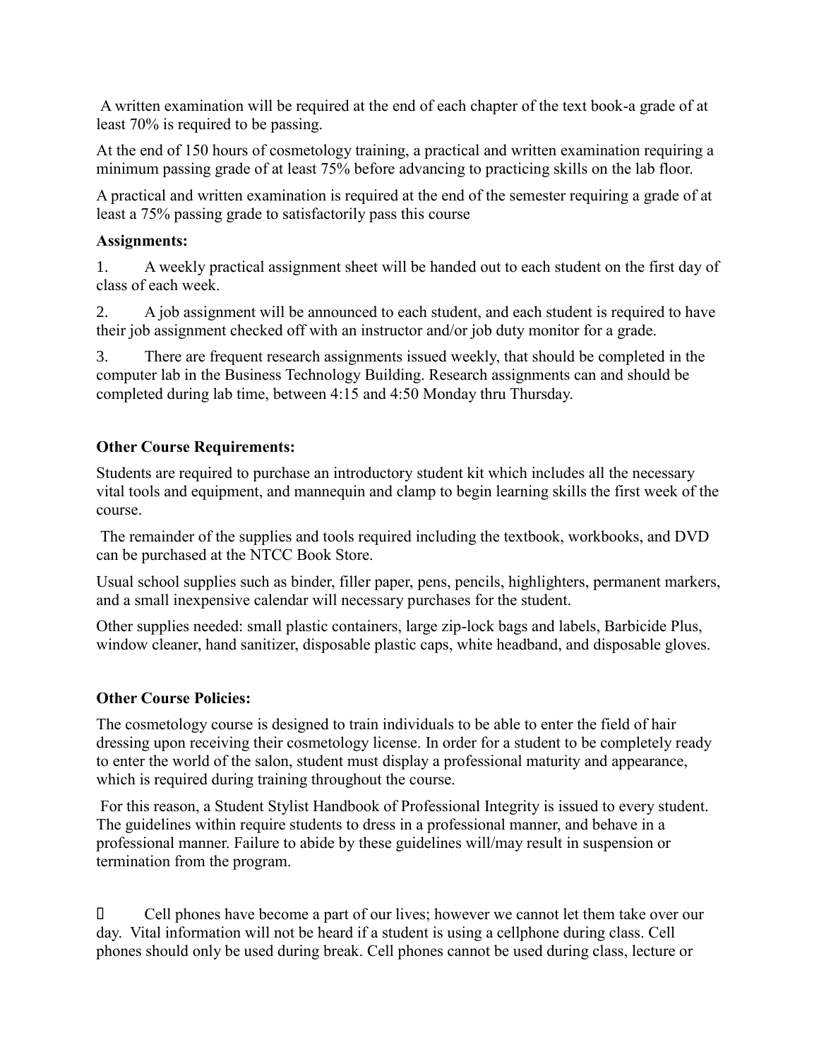A written examination will be required at the end of each chapter of the text book-a grade of at least 70% is required to be passing.

At the end of 150 hours of cosmetology training, a practical and written examination requiring a minimum passing grade of at least 75% before advancing to practicing skills on the lab floor.

A practical and written examination is required at the end of the semester requiring a grade of at least a 75% passing grade to satisfactorily pass this course

**Assignments:**

1. A weekly practical assignment sheet will be handed out to each student on the first day of class of each week.
2. A job assignment will be announced to each student, and each student is required to have their job assignment checked off with an instructor and/or job duty monitor for a grade.
3. There are frequent research assignments issued weekly, that should be completed in the computer lab in the Business Technology Building. Research assignments can and should be completed during lab time, between 4:15 and 4:50 Monday thru Thursday.

**Other Course Requirements:**

Students are required to purchase an introductory student kit which includes all the necessary vital tools and equipment, and mannequin and clamp to begin learning skills the first week of the course.

The remainder of the supplies and tools required including the textbook, workbooks, and DVD can be purchased at the NTCC Book Store.

Usual school supplies such as binder, filler paper, pens, pencils, highlighters, permanent markers, and a small inexpensive calendar will necessary purchases for the student.

Other supplies needed: small plastic containers, large zip-lock bags and labels, Barbicide Plus, window cleaner, hand sanitizer, disposable plastic caps, white headband, and disposable gloves.

**Other Course Policies:**

The cosmetology course is designed to train individuals to be able to enter the field of hair dressing upon receiving their cosmetology license. In order for a student to be completely ready to enter the world of the salon, student must display a professional maturity and appearance, which is required during training throughout the course.

For this reason, a Student Stylist Handbook of Professional Integrity is issued to every student. The guidelines within require students to dress in a professional manner, and behave in a professional manner. Failure to abide by these guidelines will/may result in suspension or termination from the program.

- Cell phones have become a part of our lives; however we cannot let them take over our day. Vital information will not be heard if a student is using a cellphone during class. Cell phones should only be used during break. Cell phones cannot be used during class, lecture or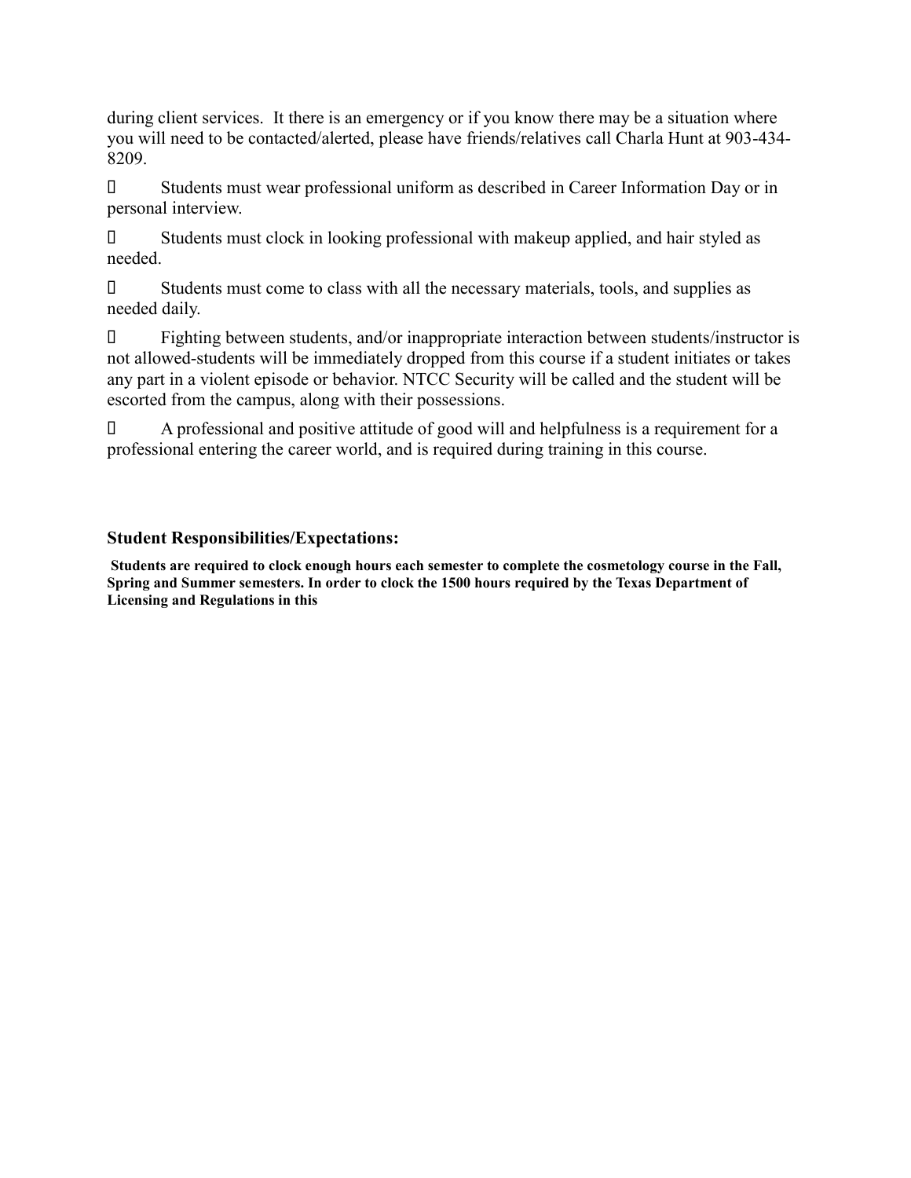during client services. It there is an emergency or if you know there may be a situation where you will need to be contacted/alerted, please have friends/relatives call Charla Hunt at 903-434-8209.

- Students must wear professional uniform as described in Career Information Day or in personal interview.
- Students must clock in looking professional with makeup applied, and hair styled as needed.
- Students must come to class with all the necessary materials, tools, and supplies as needed daily.
- Fighting between students, and/or inappropriate interaction between students/instructor is not allowed-students will be immediately dropped from this course if a student initiates or takes any part in a violent episode or behavior. NTCC Security will be called and the student will be escorted from the campus, along with their possessions.
- A professional and positive attitude of good will and helpfulness is a requirement for a professional entering the career world, and is required during training in this course.

## Student Responsibilities/Expectations:

**Students are required to clock enough hours each semester to complete the cosmetology course in the Fall, Spring and Summer semesters. In order to clock the 1500 hours required by the Texas Department of Licensing and Regulations in this**